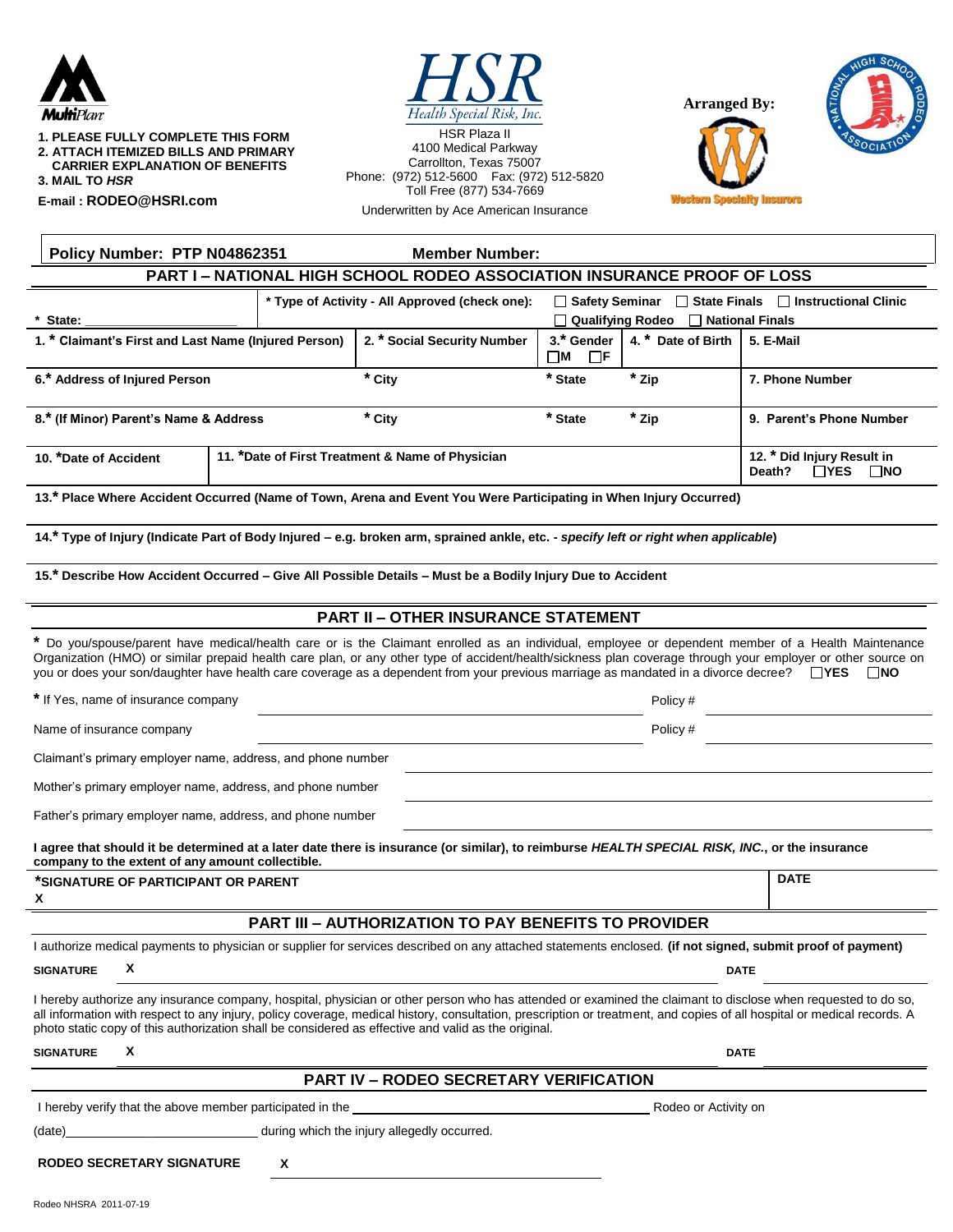MultiPlan

1. PLEASE FULLY COMPLETE THIS FORM
2. ATTACH ITEMIZED BILLS AND PRIMARY CARRIER EXPLANATION OF BENEFITS
3. MAIL TO *HSR*

E-mail : **RODEO@HSRI.com**

**HSR** *Health Special Risk, Inc.*

HSR Plaza II
4100 Medical Parkway
Carrollton, Texas 75007
Phone: (972) 512-5600 Fax: (972) 512-5820
Toll Free (877) 534-7669

Underwritten by Ace American Insurance

**Arranged By:**

Western Specialty Insurors

National High School Rodeo Association

**Policy Number: PTP N04862351** **Member Number:**

## PART I – NATIONAL HIGH SCHOOL RODEO ASSOCIATION INSURANCE PROOF OF LOSS

| * State: | * Type of Activity - All Approved (check one): ☐ Safety Seminar ☐ State Finals ☐ Instructional Clinic ☐ Qualifying Rodeo ☐ National Finals | | | |
|---|---|---|---|---|
| 1. * Claimant's First and Last Name (Injured Person) | 2. * Social Security Number | 3.* Gender ☐M ☐F | 4. * Date of Birth | 5. E-Mail |
| 6.* Address of Injured Person | * City | * State | * Zip | 7. Phone Number |
| 8.* (If Minor) Parent's Name & Address | * City | * State | * Zip | 9. Parent's Phone Number |
| 10. *Date of Accident | 11. *Date of First Treatment & Name of Physician | | | 12. * Did Injury Result in Death? ☐YES ☐NO |

13.* Place Where Accident Occurred (Name of Town, Arena and Event You Were Participating in When Injury Occurred)

14.* Type of Injury (Indicate Part of Body Injured – e.g. broken arm, sprained ankle, etc. - *specify left or right when applicable*)

15.* Describe How Accident Occurred – Give All Possible Details – Must be a Bodily Injury Due to Accident

## PART II – OTHER INSURANCE STATEMENT

* Do you/spouse/parent have medical/health care or is the Claimant enrolled as an individual, employee or dependent member of a Health Maintenance Organization (HMO) or similar prepaid health care plan, or any other type of accident/health/sickness plan coverage through your employer or other source on you or does your son/daughter have health care coverage as a dependent from your previous marriage as mandated in a divorce decree? ☐YES ☐NO

* If Yes, name of insurance company ____________________ Policy # ____________

Name of insurance company ____________________ Policy # ____________

Claimant's primary employer name, address, and phone number ____________________

Mother's primary employer name, address, and phone number ____________________

Father's primary employer name, address, and phone number ____________________

**I agree that should it be determined at a later date there is insurance (or similar), to reimburse *HEALTH SPECIAL RISK, INC.*, or the insurance company to the extent of any amount collectible.**

| *SIGNATURE OF PARTICIPANT OR PARENT X | DATE |
|---|---|

## PART III – AUTHORIZATION TO PAY BENEFITS TO PROVIDER

I authorize medical payments to physician or supplier for services described on any attached statements enclosed. **(if not signed, submit proof of payment)**

**SIGNATURE** X ____________________ **DATE** ____________

I hereby authorize any insurance company, hospital, physician or other person who has attended or examined the claimant to disclose when requested to do so, all information with respect to any injury, policy coverage, medical history, consultation, prescription or treatment, and copies of all hospital or medical records. A photo static copy of this authorization shall be considered as effective and valid as the original.

**SIGNATURE** X ____________________ **DATE** ____________

## PART IV – RODEO SECRETARY VERIFICATION

I hereby verify that the above member participated in the ____________________ Rodeo or Activity on

(date)____________________ during which the injury allegedly occurred.

**RODEO SECRETARY SIGNATURE** X ____________________

Rodeo NHSRA 2011-07-19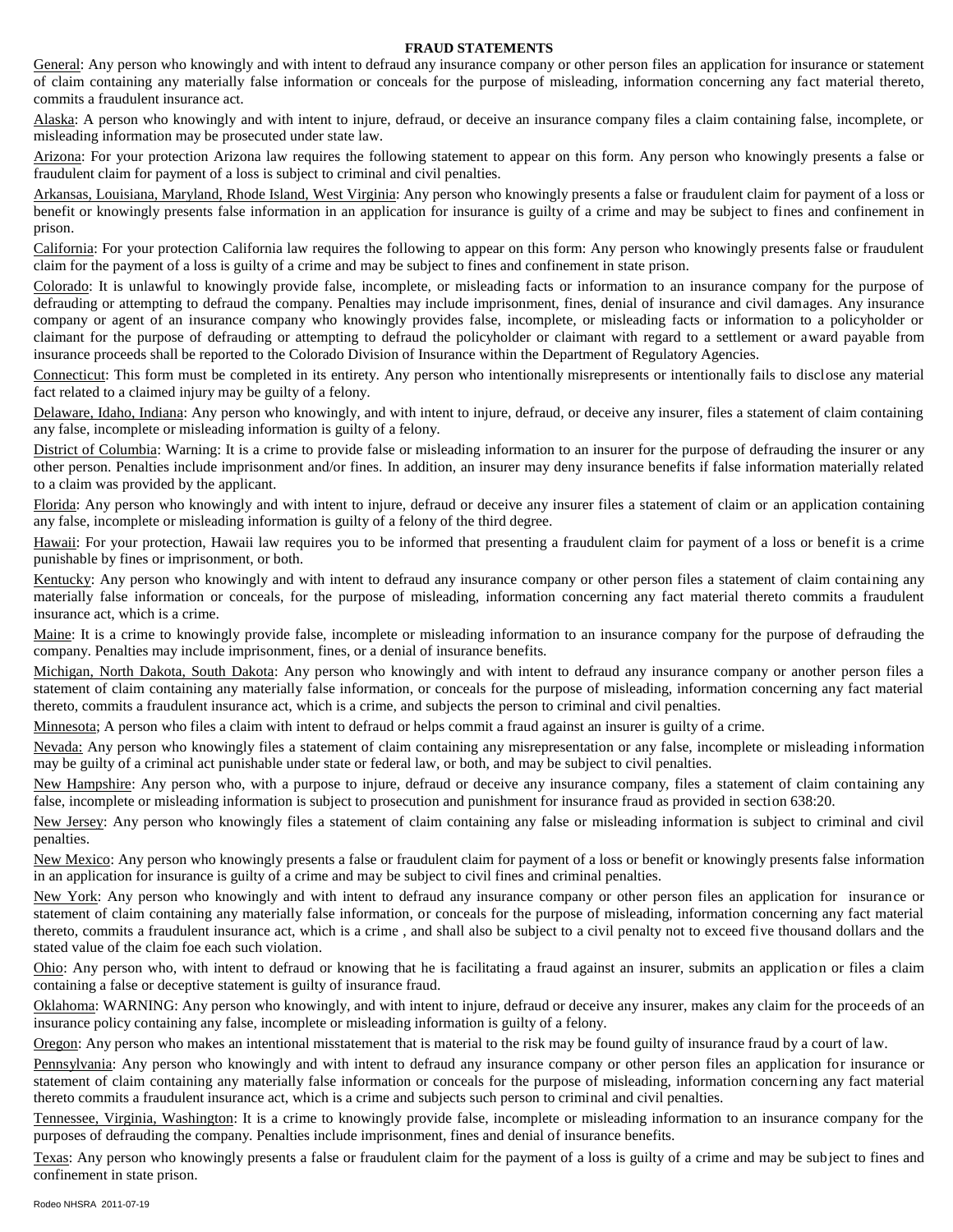**FRAUD STATEMENTS**

General: Any person who knowingly and with intent to defraud any insurance company or other person files an application for insurance or statement of claim containing any materially false information or conceals for the purpose of misleading, information concerning any fact material thereto, commits a fraudulent insurance act.

Alaska: A person who knowingly and with intent to injure, defraud, or deceive an insurance company files a claim containing false, incomplete, or misleading information may be prosecuted under state law.

Arizona: For your protection Arizona law requires the following statement to appear on this form. Any person who knowingly presents a false or fraudulent claim for payment of a loss is subject to criminal and civil penalties.

Arkansas, Louisiana, Maryland, Rhode Island, West Virginia: Any person who knowingly presents a false or fraudulent claim for payment of a loss or benefit or knowingly presents false information in an application for insurance is guilty of a crime and may be subject to fines and confinement in prison.

California: For your protection California law requires the following to appear on this form: Any person who knowingly presents false or fraudulent claim for the payment of a loss is guilty of a crime and may be subject to fines and confinement in state prison.

Colorado: It is unlawful to knowingly provide false, incomplete, or misleading facts or information to an insurance company for the purpose of defrauding or attempting to defraud the company. Penalties may include imprisonment, fines, denial of insurance and civil damages. Any insurance company or agent of an insurance company who knowingly provides false, incomplete, or misleading facts or information to a policyholder or claimant for the purpose of defrauding or attempting to defraud the policyholder or claimant with regard to a settlement or award payable from insurance proceeds shall be reported to the Colorado Division of Insurance within the Department of Regulatory Agencies.

Connecticut: This form must be completed in its entirety. Any person who intentionally misrepresents or intentionally fails to disclose any material fact related to a claimed injury may be guilty of a felony.

Delaware, Idaho, Indiana: Any person who knowingly, and with intent to injure, defraud, or deceive any insurer, files a statement of claim containing any false, incomplete or misleading information is guilty of a felony.

District of Columbia: Warning: It is a crime to provide false or misleading information to an insurer for the purpose of defrauding the insurer or any other person. Penalties include imprisonment and/or fines. In addition, an insurer may deny insurance benefits if false information materially related to a claim was provided by the applicant.

Florida: Any person who knowingly and with intent to injure, defraud or deceive any insurer files a statement of claim or an application containing any false, incomplete or misleading information is guilty of a felony of the third degree.

Hawaii: For your protection, Hawaii law requires you to be informed that presenting a fraudulent claim for payment of a loss or benefit is a crime punishable by fines or imprisonment, or both.

Kentucky: Any person who knowingly and with intent to defraud any insurance company or other person files a statement of claim containing any materially false information or conceals, for the purpose of misleading, information concerning any fact material thereto commits a fraudulent insurance act, which is a crime.

Maine: It is a crime to knowingly provide false, incomplete or misleading information to an insurance company for the purpose of defrauding the company. Penalties may include imprisonment, fines, or a denial of insurance benefits.

Michigan, North Dakota, South Dakota: Any person who knowingly and with intent to defraud any insurance company or another person files a statement of claim containing any materially false information, or conceals for the purpose of misleading, information concerning any fact material thereto, commits a fraudulent insurance act, which is a crime, and subjects the person to criminal and civil penalties.

Minnesota; A person who files a claim with intent to defraud or helps commit a fraud against an insurer is guilty of a crime.

Nevada: Any person who knowingly files a statement of claim containing any misrepresentation or any false, incomplete or misleading information may be guilty of a criminal act punishable under state or federal law, or both, and may be subject to civil penalties.

New Hampshire: Any person who, with a purpose to injure, defraud or deceive any insurance company, files a statement of claim containing any false, incomplete or misleading information is subject to prosecution and punishment for insurance fraud as provided in section 638:20.

New Jersey: Any person who knowingly files a statement of claim containing any false or misleading information is subject to criminal and civil penalties.

New Mexico: Any person who knowingly presents a false or fraudulent claim for payment of a loss or benefit or knowingly presents false information in an application for insurance is guilty of a crime and may be subject to civil fines and criminal penalties.

New York: Any person who knowingly and with intent to defraud any insurance company or other person files an application for insurance or statement of claim containing any materially false information, or conceals for the purpose of misleading, information concerning any fact material thereto, commits a fraudulent insurance act, which is a crime , and shall also be subject to a civil penalty not to exceed five thousand dollars and the stated value of the claim foe each such violation.

Ohio: Any person who, with intent to defraud or knowing that he is facilitating a fraud against an insurer, submits an application or files a claim containing a false or deceptive statement is guilty of insurance fraud.

Oklahoma: WARNING: Any person who knowingly, and with intent to injure, defraud or deceive any insurer, makes any claim for the proceeds of an insurance policy containing any false, incomplete or misleading information is guilty of a felony.

Oregon: Any person who makes an intentional misstatement that is material to the risk may be found guilty of insurance fraud by a court of law.

Pennsylvania: Any person who knowingly and with intent to defraud any insurance company or other person files an application for insurance or statement of claim containing any materially false information or conceals for the purpose of misleading, information concerning any fact material thereto commits a fraudulent insurance act, which is a crime and subjects such person to criminal and civil penalties.

Tennessee, Virginia, Washington: It is a crime to knowingly provide false, incomplete or misleading information to an insurance company for the purposes of defrauding the company. Penalties include imprisonment, fines and denial of insurance benefits.

Texas: Any person who knowingly presents a false or fraudulent claim for the payment of a loss is guilty of a crime and may be subject to fines and confinement in state prison.

Rodeo NHSRA 2011-07-19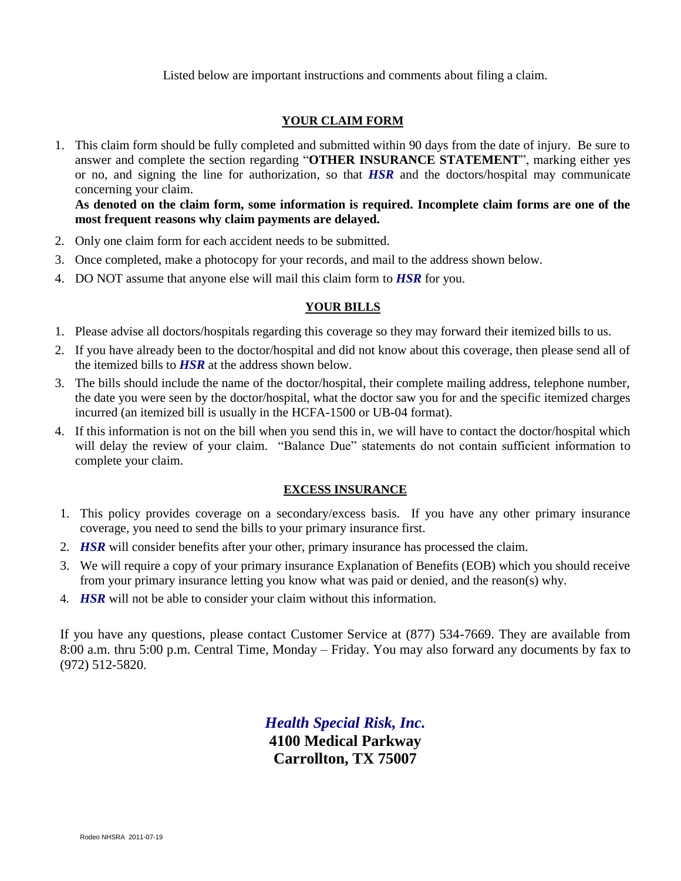Listed below are important instructions and comments about filing a claim.

## YOUR CLAIM FORM

1. This claim form should be fully completed and submitted within 90 days from the date of injury. Be sure to answer and complete the section regarding "**OTHER INSURANCE STATEMENT**", marking either yes or no, and signing the line for authorization, so that ***HSR*** and the doctors/hospital may communicate concerning your claim.

   **As denoted on the claim form, some information is required. Incomplete claim forms are one of the most frequent reasons why claim payments are delayed.**

2. Only one claim form for each accident needs to be submitted.
3. Once completed, make a photocopy for your records, and mail to the address shown below.
4. DO NOT assume that anyone else will mail this claim form to ***HSR*** for you.

## YOUR BILLS

1. Please advise all doctors/hospitals regarding this coverage so they may forward their itemized bills to us.
2. If you have already been to the doctor/hospital and did not know about this coverage, then please send all of the itemized bills to ***HSR*** at the address shown below.
3. The bills should include the name of the doctor/hospital, their complete mailing address, telephone number, the date you were seen by the doctor/hospital, what the doctor saw you for and the specific itemized charges incurred (an itemized bill is usually in the HCFA-1500 or UB-04 format).
4. If this information is not on the bill when you send this in, we will have to contact the doctor/hospital which will delay the review of your claim. "Balance Due" statements do not contain sufficient information to complete your claim.

## EXCESS INSURANCE

1. This policy provides coverage on a secondary/excess basis. If you have any other primary insurance coverage, you need to send the bills to your primary insurance first.
2. ***HSR*** will consider benefits after your other, primary insurance has processed the claim.
3. We will require a copy of your primary insurance Explanation of Benefits (EOB) which you should receive from your primary insurance letting you know what was paid or denied, and the reason(s) why.
4. ***HSR*** will not be able to consider your claim without this information.

If you have any questions, please contact Customer Service at (877) 534-7669. They are available from 8:00 a.m. thru 5:00 p.m. Central Time, Monday – Friday. You may also forward any documents by fax to (972) 512-5820.

***Health Special Risk, Inc.***
**4100 Medical Parkway**
**Carrollton, TX 75007**

Rodeo NHSRA 2011-07-19